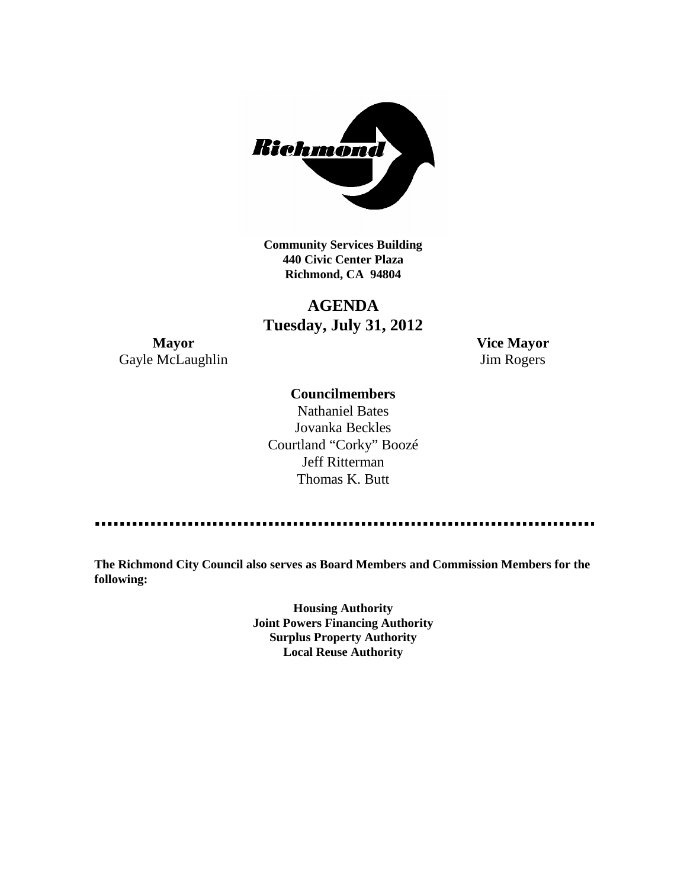**Community Services Building**
**440 Civic Center Plaza**
**Richmond, CA 94804**

# AGENDA
## Tuesday, July 31, 2012

**Mayor**
Gayle McLaughlin

**Vice Mayor**
Jim Rogers

**Councilmembers**

Nathaniel Bates
Jovanka Beckles
Courtland "Corky" Boozé
Jeff Ritterman
Thomas K. Butt

---

**The Richmond City Council also serves as Board Members and Commission Members for the following:**

**Housing Authority**
**Joint Powers Financing Authority**
**Surplus Property Authority**
**Local Reuse Authority**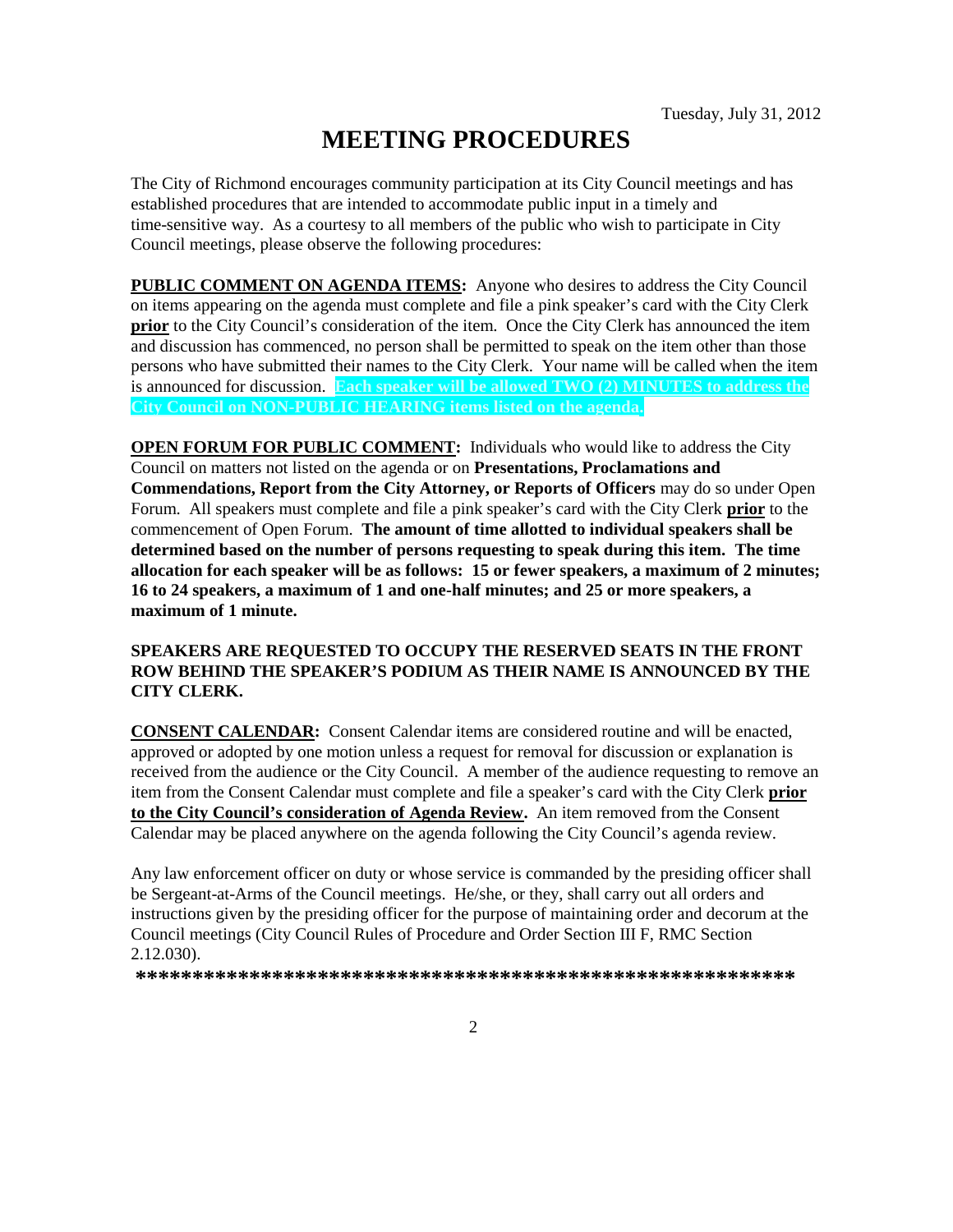Tuesday, July 31, 2012

# MEETING PROCEDURES

The City of Richmond encourages community participation at its City Council meetings and has established procedures that are intended to accommodate public input in a timely and time-sensitive way. As a courtesy to all members of the public who wish to participate in City Council meetings, please observe the following procedures:

**PUBLIC COMMENT ON AGENDA ITEMS:** Anyone who desires to address the City Council on items appearing on the agenda must complete and file a pink speaker's card with the City Clerk **prior** to the City Council's consideration of the item. Once the City Clerk has announced the item and discussion has commenced, no person shall be permitted to speak on the item other than those persons who have submitted their names to the City Clerk. Your name will be called when the item is announced for discussion. **Each speaker will be allowed TWO (2) MINUTES to address the City Council on NON-PUBLIC HEARING items listed on the agenda.**

**OPEN FORUM FOR PUBLIC COMMENT:** Individuals who would like to address the City Council on matters not listed on the agenda or on **Presentations, Proclamations and Commendations, Report from the City Attorney, or Reports of Officers** may do so under Open Forum. All speakers must complete and file a pink speaker's card with the City Clerk **prior** to the commencement of Open Forum. **The amount of time allotted to individual speakers shall be determined based on the number of persons requesting to speak during this item. The time allocation for each speaker will be as follows: 15 or fewer speakers, a maximum of 2 minutes; 16 to 24 speakers, a maximum of 1 and one-half minutes; and 25 or more speakers, a maximum of 1 minute.**

**SPEAKERS ARE REQUESTED TO OCCUPY THE RESERVED SEATS IN THE FRONT ROW BEHIND THE SPEAKER'S PODIUM AS THEIR NAME IS ANNOUNCED BY THE CITY CLERK.**

**CONSENT CALENDAR:** Consent Calendar items are considered routine and will be enacted, approved or adopted by one motion unless a request for removal for discussion or explanation is received from the audience or the City Council. A member of the audience requesting to remove an item from the Consent Calendar must complete and file a speaker's card with the City Clerk **prior to the City Council's consideration of Agenda Review.** An item removed from the Consent Calendar may be placed anywhere on the agenda following the City Council's agenda review.

Any law enforcement officer on duty or whose service is commanded by the presiding officer shall be Sergeant-at-Arms of the Council meetings. He/she, or they, shall carry out all orders and instructions given by the presiding officer for the purpose of maintaining order and decorum at the Council meetings (City Council Rules of Procedure and Order Section III F, RMC Section 2.12.030).

**\*\*\*\*\*\*\*\*\*\*\*\*\*\*\*\*\*\*\*\*\*\*\*\*\*\*\*\*\*\*\*\*\*\*\*\*\*\*\*\*\*\*\*\*\*\*\*\*\*\*\*\*\*\*\*\*\*\*\*\*\***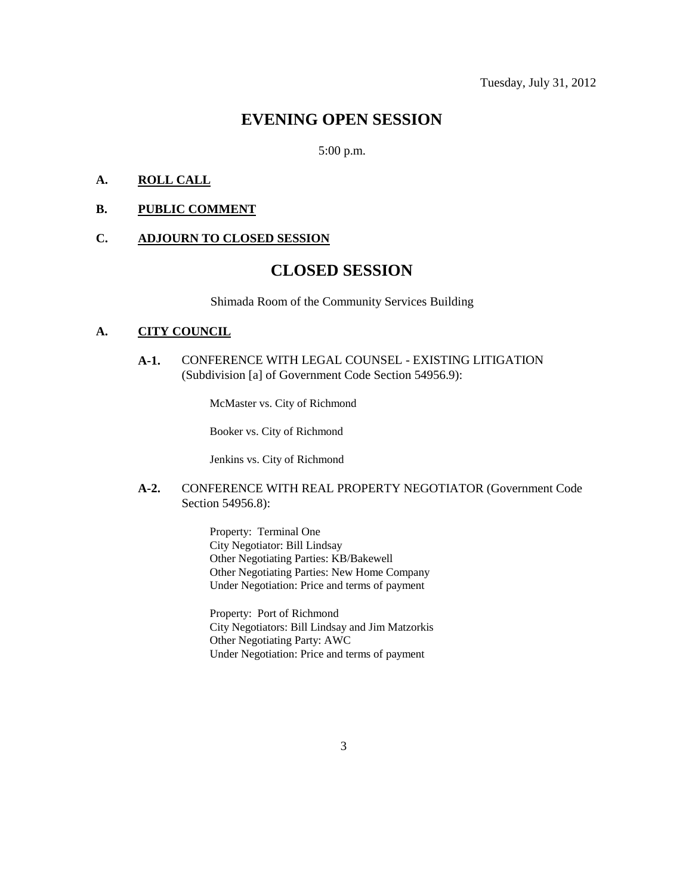Tuesday, July 31, 2012

# EVENING OPEN SESSION

5:00 p.m.

**A. ROLL CALL**

**B. PUBLIC COMMENT**

**C. ADJOURN TO CLOSED SESSION**

# CLOSED SESSION

Shimada Room of the Community Services Building

**A. CITY COUNCIL**

**A-1.** CONFERENCE WITH LEGAL COUNSEL - EXISTING LITIGATION (Subdivision [a] of Government Code Section 54956.9):

McMaster vs. City of Richmond

Booker vs. City of Richmond

Jenkins vs. City of Richmond

**A-2.** CONFERENCE WITH REAL PROPERTY NEGOTIATOR (Government Code Section 54956.8):

Property: Terminal One
City Negotiator: Bill Lindsay
Other Negotiating Parties: KB/Bakewell
Other Negotiating Parties: New Home Company
Under Negotiation: Price and terms of payment

Property: Port of Richmond
City Negotiators: Bill Lindsay and Jim Matzorkis
Other Negotiating Party: AWC
Under Negotiation: Price and terms of payment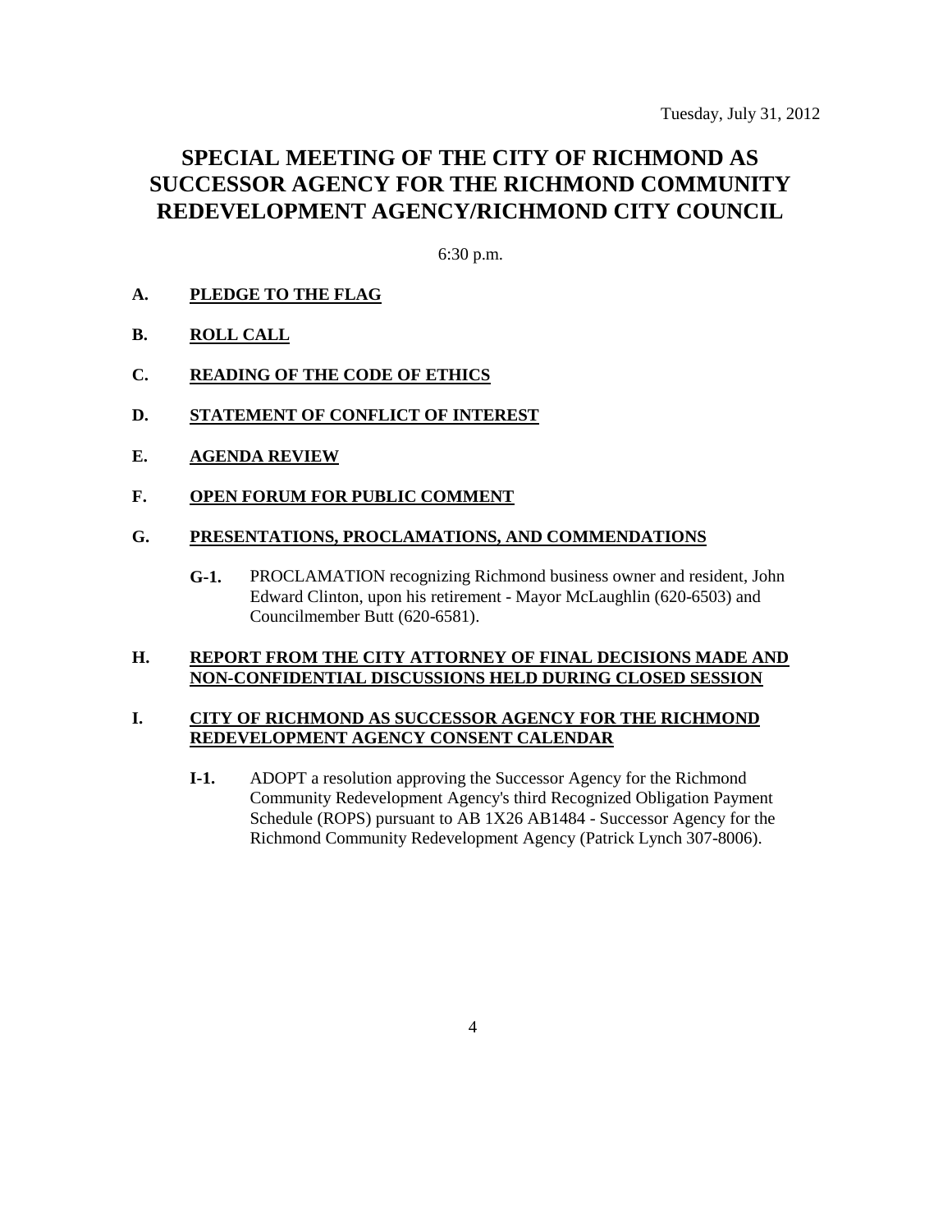Tuesday, July 31, 2012

# SPECIAL MEETING OF THE CITY OF RICHMOND AS SUCCESSOR AGENCY FOR THE RICHMOND COMMUNITY REDEVELOPMENT AGENCY/RICHMOND CITY COUNCIL

6:30 p.m.

**A. PLEDGE TO THE FLAG**

**B. ROLL CALL**

**C. READING OF THE CODE OF ETHICS**

**D. STATEMENT OF CONFLICT OF INTEREST**

**E. AGENDA REVIEW**

**F. OPEN FORUM FOR PUBLIC COMMENT**

**G. PRESENTATIONS, PROCLAMATIONS, AND COMMENDATIONS**

**G-1.** PROCLAMATION recognizing Richmond business owner and resident, John Edward Clinton, upon his retirement - Mayor McLaughlin (620-6503) and Councilmember Butt (620-6581).

**H. REPORT FROM THE CITY ATTORNEY OF FINAL DECISIONS MADE AND NON-CONFIDENTIAL DISCUSSIONS HELD DURING CLOSED SESSION**

**I. CITY OF RICHMOND AS SUCCESSOR AGENCY FOR THE RICHMOND REDEVELOPMENT AGENCY CONSENT CALENDAR**

**I-1.** ADOPT a resolution approving the Successor Agency for the Richmond Community Redevelopment Agency's third Recognized Obligation Payment Schedule (ROPS) pursuant to AB 1X26 AB1484 - Successor Agency for the Richmond Community Redevelopment Agency (Patrick Lynch 307-8006).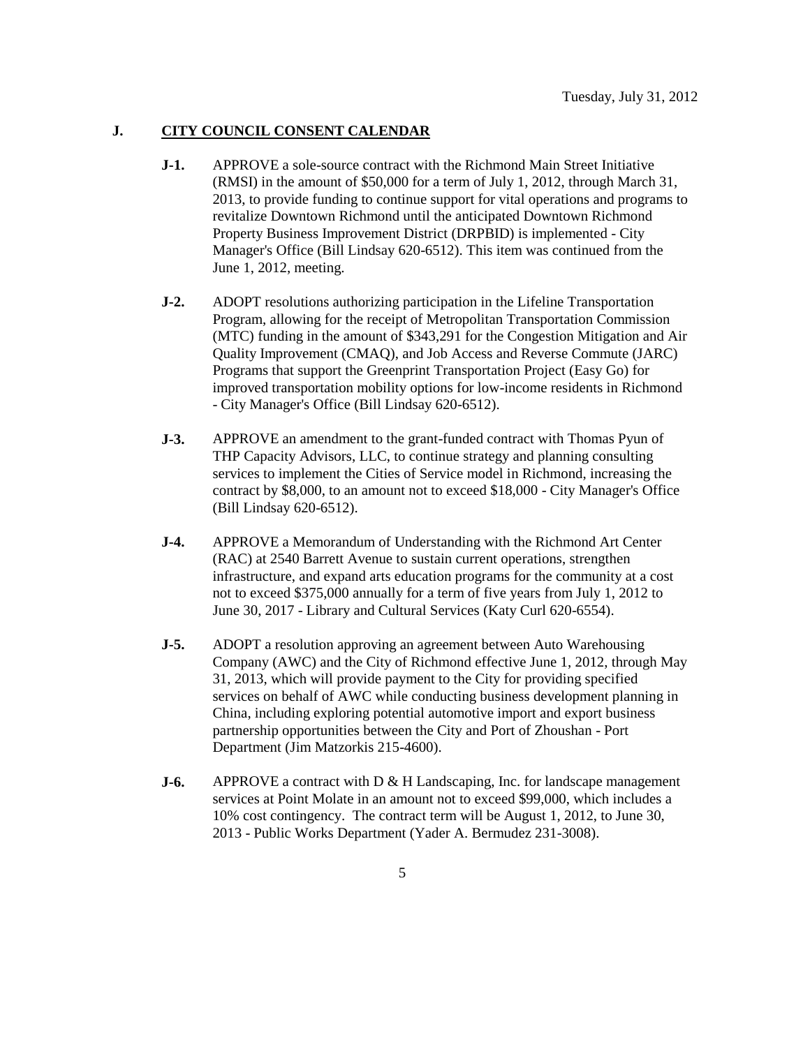## J. CITY COUNCIL CONSENT CALENDAR

**J-1.** APPROVE a sole-source contract with the Richmond Main Street Initiative (RMSI) in the amount of $50,000 for a term of July 1, 2012, through March 31, 2013, to provide funding to continue support for vital operations and programs to revitalize Downtown Richmond until the anticipated Downtown Richmond Property Business Improvement District (DRPBID) is implemented - City Manager's Office (Bill Lindsay 620-6512). This item was continued from the June 1, 2012, meeting.

**J-2.** ADOPT resolutions authorizing participation in the Lifeline Transportation Program, allowing for the receipt of Metropolitan Transportation Commission (MTC) funding in the amount of $343,291 for the Congestion Mitigation and Air Quality Improvement (CMAQ), and Job Access and Reverse Commute (JARC) Programs that support the Greenprint Transportation Project (Easy Go) for improved transportation mobility options for low-income residents in Richmond - City Manager's Office (Bill Lindsay 620-6512).

**J-3.** APPROVE an amendment to the grant-funded contract with Thomas Pyun of THP Capacity Advisors, LLC, to continue strategy and planning consulting services to implement the Cities of Service model in Richmond, increasing the contract by $8,000, to an amount not to exceed $18,000 - City Manager's Office (Bill Lindsay 620-6512).

**J-4.** APPROVE a Memorandum of Understanding with the Richmond Art Center (RAC) at 2540 Barrett Avenue to sustain current operations, strengthen infrastructure, and expand arts education programs for the community at a cost not to exceed $375,000 annually for a term of five years from July 1, 2012 to June 30, 2017 - Library and Cultural Services (Katy Curl 620-6554).

**J-5.** ADOPT a resolution approving an agreement between Auto Warehousing Company (AWC) and the City of Richmond effective June 1, 2012, through May 31, 2013, which will provide payment to the City for providing specified services on behalf of AWC while conducting business development planning in China, including exploring potential automotive import and export business partnership opportunities between the City and Port of Zhoushan - Port Department (Jim Matzorkis 215-4600).

**J-6.** APPROVE a contract with D & H Landscaping, Inc. for landscape management services at Point Molate in an amount not to exceed $99,000, which includes a 10% cost contingency. The contract term will be August 1, 2012, to June 30, 2013 - Public Works Department (Yader A. Bermudez 231-3008).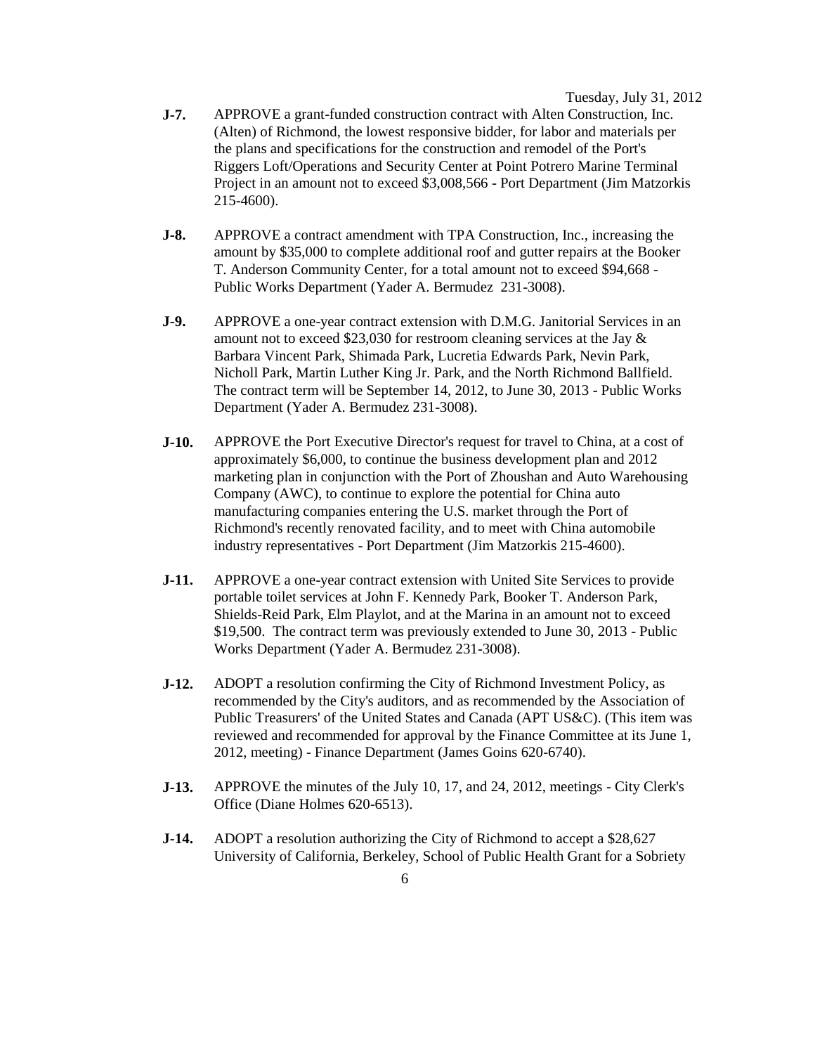**J-7.** APPROVE a grant-funded construction contract with Alten Construction, Inc. (Alten) of Richmond, the lowest responsive bidder, for labor and materials per the plans and specifications for the construction and remodel of the Port's Riggers Loft/Operations and Security Center at Point Potrero Marine Terminal Project in an amount not to exceed $3,008,566 - Port Department (Jim Matzorkis 215-4600).

**J-8.** APPROVE a contract amendment with TPA Construction, Inc., increasing the amount by $35,000 to complete additional roof and gutter repairs at the Booker T. Anderson Community Center, for a total amount not to exceed $94,668 - Public Works Department (Yader A. Bermudez 231-3008).

**J-9.** APPROVE a one-year contract extension with D.M.G. Janitorial Services in an amount not to exceed $23,030 for restroom cleaning services at the Jay & Barbara Vincent Park, Shimada Park, Lucretia Edwards Park, Nevin Park, Nicholl Park, Martin Luther King Jr. Park, and the North Richmond Ballfield. The contract term will be September 14, 2012, to June 30, 2013 - Public Works Department (Yader A. Bermudez 231-3008).

**J-10.** APPROVE the Port Executive Director's request for travel to China, at a cost of approximately $6,000, to continue the business development plan and 2012 marketing plan in conjunction with the Port of Zhoushan and Auto Warehousing Company (AWC), to continue to explore the potential for China auto manufacturing companies entering the U.S. market through the Port of Richmond's recently renovated facility, and to meet with China automobile industry representatives - Port Department (Jim Matzorkis 215-4600).

**J-11.** APPROVE a one-year contract extension with United Site Services to provide portable toilet services at John F. Kennedy Park, Booker T. Anderson Park, Shields-Reid Park, Elm Playlot, and at the Marina in an amount not to exceed $19,500. The contract term was previously extended to June 30, 2013 - Public Works Department (Yader A. Bermudez 231-3008).

**J-12.** ADOPT a resolution confirming the City of Richmond Investment Policy, as recommended by the City's auditors, and as recommended by the Association of Public Treasurers' of the United States and Canada (APT US&C). (This item was reviewed and recommended for approval by the Finance Committee at its June 1, 2012, meeting) - Finance Department (James Goins 620-6740).

**J-13.** APPROVE the minutes of the July 10, 17, and 24, 2012, meetings - City Clerk's Office (Diane Holmes 620-6513).

**J-14.** ADOPT a resolution authorizing the City of Richmond to accept a $28,627 University of California, Berkeley, School of Public Health Grant for a Sobriety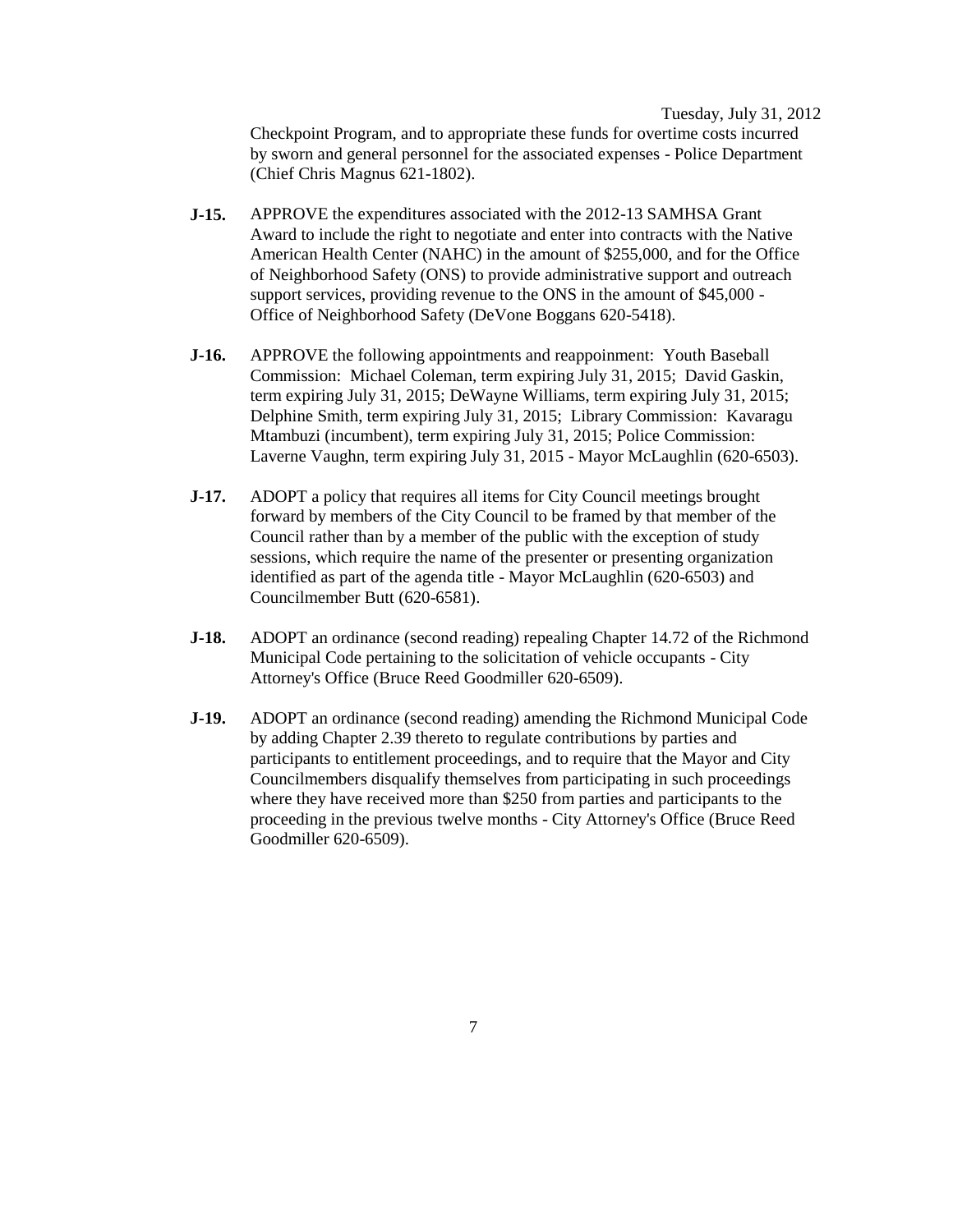Checkpoint Program, and to appropriate these funds for overtime costs incurred by sworn and general personnel for the associated expenses - Police Department (Chief Chris Magnus 621-1802).

**J-15.** APPROVE the expenditures associated with the 2012-13 SAMHSA Grant Award to include the right to negotiate and enter into contracts with the Native American Health Center (NAHC) in the amount of $255,000, and for the Office of Neighborhood Safety (ONS) to provide administrative support and outreach support services, providing revenue to the ONS in the amount of $45,000 - Office of Neighborhood Safety (DeVone Boggans 620-5418).

**J-16.** APPROVE the following appointments and reappoinment: Youth Baseball Commission: Michael Coleman, term expiring July 31, 2015; David Gaskin, term expiring July 31, 2015; DeWayne Williams, term expiring July 31, 2015; Delphine Smith, term expiring July 31, 2015; Library Commission: Kavaragu Mtambuzi (incumbent), term expiring July 31, 2015; Police Commission: Laverne Vaughn, term expiring July 31, 2015 - Mayor McLaughlin (620-6503).

**J-17.** ADOPT a policy that requires all items for City Council meetings brought forward by members of the City Council to be framed by that member of the Council rather than by a member of the public with the exception of study sessions, which require the name of the presenter or presenting organization identified as part of the agenda title - Mayor McLaughlin (620-6503) and Councilmember Butt (620-6581).

**J-18.** ADOPT an ordinance (second reading) repealing Chapter 14.72 of the Richmond Municipal Code pertaining to the solicitation of vehicle occupants - City Attorney's Office (Bruce Reed Goodmiller 620-6509).

**J-19.** ADOPT an ordinance (second reading) amending the Richmond Municipal Code by adding Chapter 2.39 thereto to regulate contributions by parties and participants to entitlement proceedings, and to require that the Mayor and City Councilmembers disqualify themselves from participating in such proceedings where they have received more than $250 from parties and participants to the proceeding in the previous twelve months - City Attorney's Office (Bruce Reed Goodmiller 620-6509).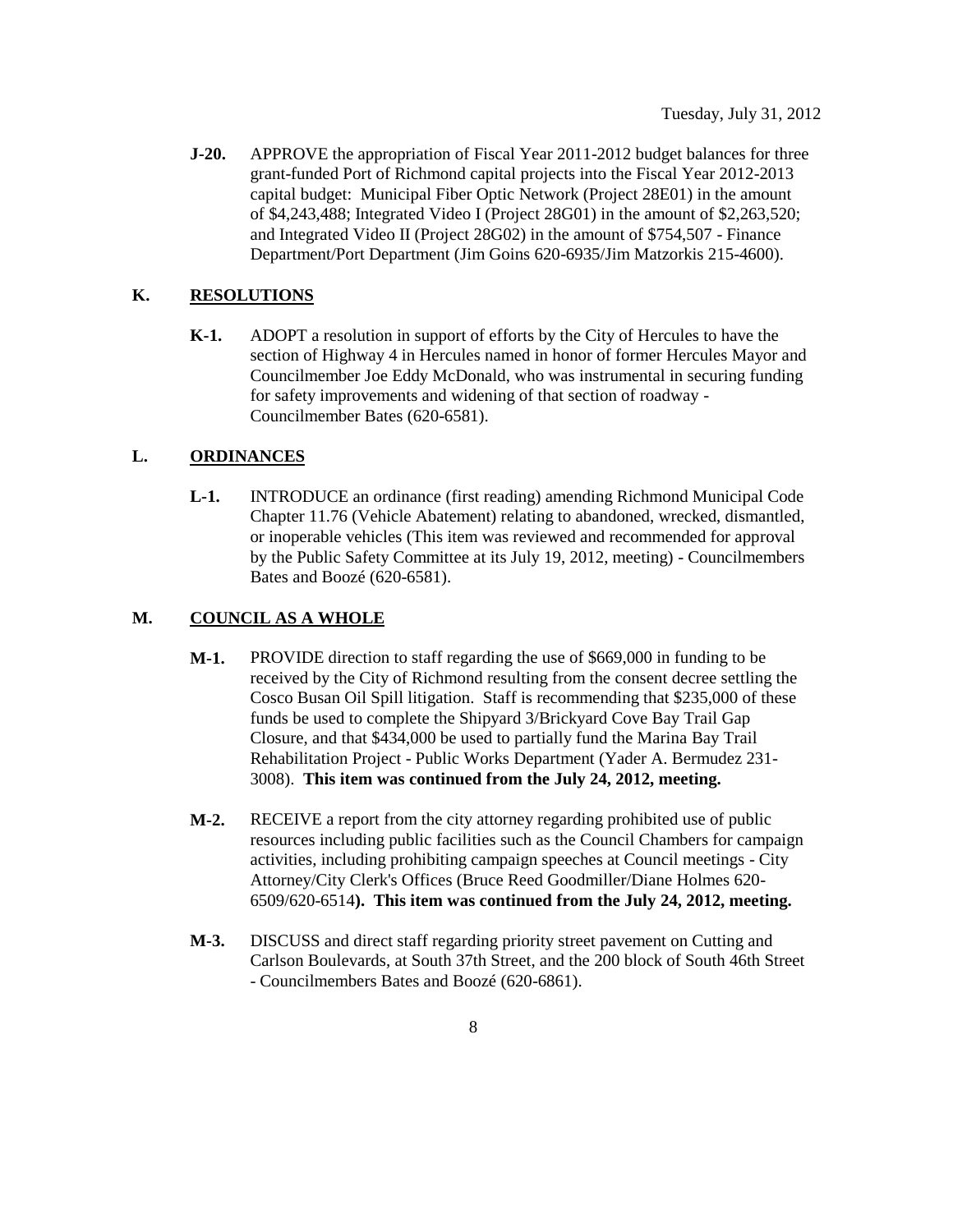Tuesday, July 31, 2012

**J-20.** APPROVE the appropriation of Fiscal Year 2011-2012 budget balances for three grant-funded Port of Richmond capital projects into the Fiscal Year 2012-2013 capital budget: Municipal Fiber Optic Network (Project 28E01) in the amount of $4,243,488; Integrated Video I (Project 28G01) in the amount of $2,263,520; and Integrated Video II (Project 28G02) in the amount of $754,507 - Finance Department/Port Department (Jim Goins 620-6935/Jim Matzorkis 215-4600).

## K. RESOLUTIONS

**K-1.** ADOPT a resolution in support of efforts by the City of Hercules to have the section of Highway 4 in Hercules named in honor of former Hercules Mayor and Councilmember Joe Eddy McDonald, who was instrumental in securing funding for safety improvements and widening of that section of roadway - Councilmember Bates (620-6581).

## L. ORDINANCES

**L-1.** INTRODUCE an ordinance (first reading) amending Richmond Municipal Code Chapter 11.76 (Vehicle Abatement) relating to abandoned, wrecked, dismantled, or inoperable vehicles (This item was reviewed and recommended for approval by the Public Safety Committee at its July 19, 2012, meeting) - Councilmembers Bates and Boozé (620-6581).

## M. COUNCIL AS A WHOLE

**M-1.** PROVIDE direction to staff regarding the use of $669,000 in funding to be received by the City of Richmond resulting from the consent decree settling the Cosco Busan Oil Spill litigation. Staff is recommending that $235,000 of these funds be used to complete the Shipyard 3/Brickyard Cove Bay Trail Gap Closure, and that $434,000 be used to partially fund the Marina Bay Trail Rehabilitation Project - Public Works Department (Yader A. Bermudez 231-3008). **This item was continued from the July 24, 2012, meeting.**

**M-2.** RECEIVE a report from the city attorney regarding prohibited use of public resources including public facilities such as the Council Chambers for campaign activities, including prohibiting campaign speeches at Council meetings - City Attorney/City Clerk's Offices (Bruce Reed Goodmiller/Diane Holmes 620-6509/620-6514**). This item was continued from the July 24, 2012, meeting.**

**M-3.** DISCUSS and direct staff regarding priority street pavement on Cutting and Carlson Boulevards, at South 37th Street, and the 200 block of South 46th Street - Councilmembers Bates and Boozé (620-6861).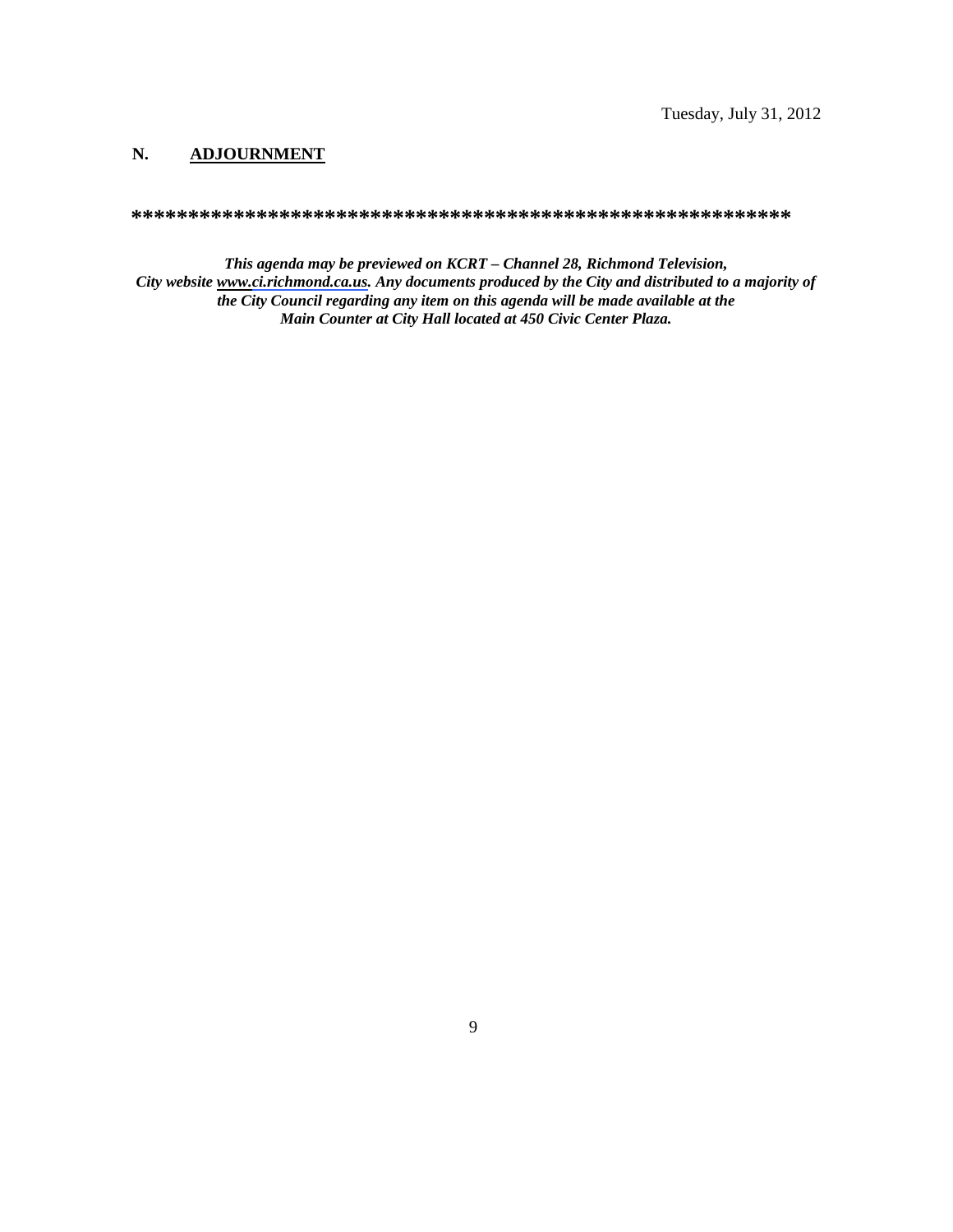## N. ADJOURNMENT

*************************************************************

***This agenda may be previewed on KCRT – Channel 28, Richmond Television, City website [www.ci.richmond.ca.us](http://www.ci.richmond.ca.us). Any documents produced by the City and distributed to a majority of the City Council regarding any item on this agenda will be made available at the Main Counter at City Hall located at 450 Civic Center Plaza.***